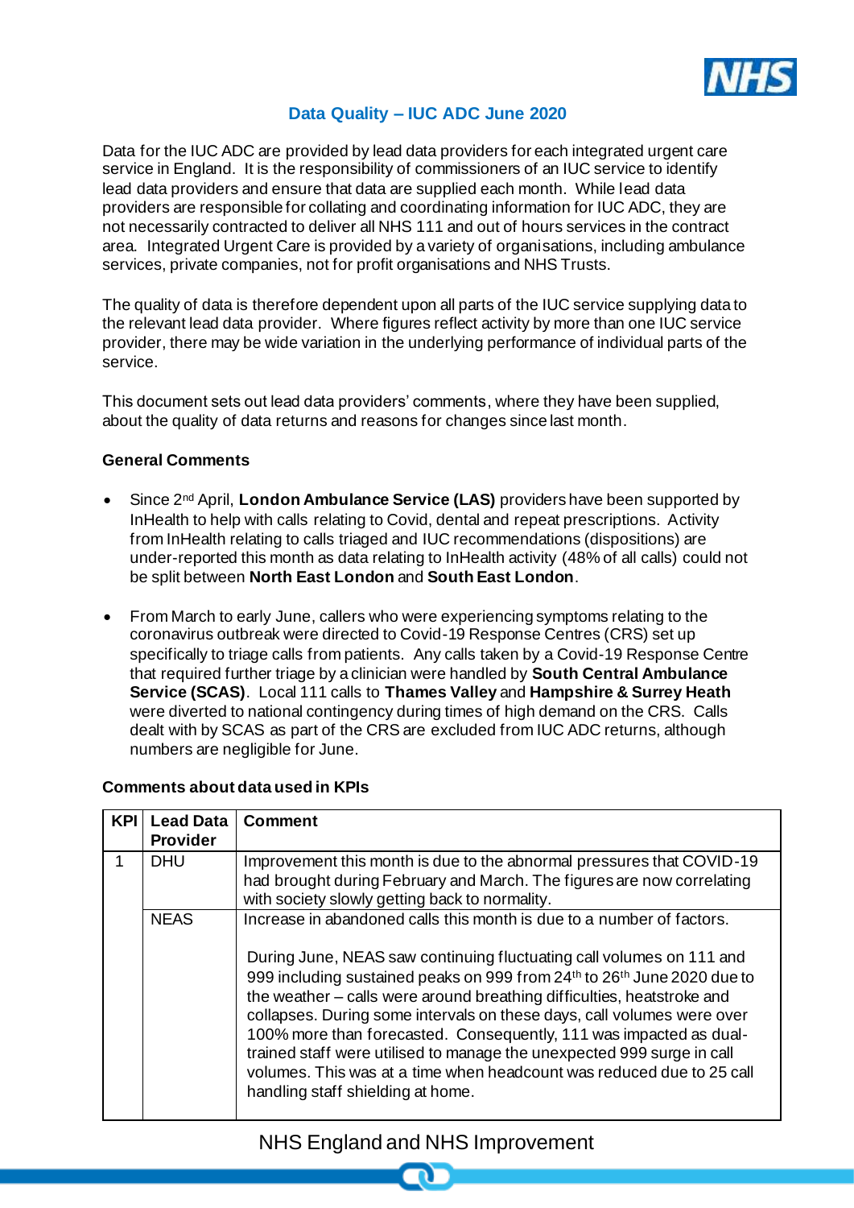# Data Quality – IUC ADC June 2020

Data for the IUC ADC are provided by lead data providers for each integrated urgent care service in England. It is the responsibility of commissioners of an IUC service to identify lead data providers and ensure that data are supplied each month. While lead data providers are responsible for collating and coordinating information for IUC ADC, they are not necessarily contracted to deliver all NHS 111 and out of hours services in the contract area. Integrated Urgent Care is provided by a variety of organisations, including ambulance services, private companies, not for profit organisations and NHS Trusts.

The quality of data is therefore dependent upon all parts of the IUC service supplying data to the relevant lead data provider. Where figures reflect activity by more than one IUC service provider, there may be wide variation in the underlying performance of individual parts of the service.

This document sets out lead data providers' comments, where they have been supplied, about the quality of data returns and reasons for changes since last month.

**General Comments**

- Since 2nd April, **London Ambulance Service (LAS)** providers have been supported by InHealth to help with calls relating to Covid, dental and repeat prescriptions. Activity from InHealth relating to calls triaged and IUC recommendations (dispositions) are under-reported this month as data relating to InHealth activity (48% of all calls) could not be split between **North East London** and **South East London**.
- From March to early June, callers who were experiencing symptoms relating to the coronavirus outbreak were directed to Covid-19 Response Centres (CRS) set up specifically to triage calls from patients. Any calls taken by a Covid-19 Response Centre that required further triage by a clinician were handled by **South Central Ambulance Service (SCAS)**. Local 111 calls to **Thames Valley** and **Hampshire & Surrey Heath** were diverted to national contingency during times of high demand on the CRS. Calls dealt with by SCAS as part of the CRS are excluded from IUC ADC returns, although numbers are negligible for June.

**Comments about data used in KPIs**

| KPI | Lead Data Provider | Comment |
|---|---|---|
| 1 | DHU | Improvement this month is due to the abnormal pressures that COVID-19 had brought during February and March. The figures are now correlating with society slowly getting back to normality. |
| | NEAS | Increase in abandoned calls this month is due to a number of factors.<br><br>During June, NEAS saw continuing fluctuating call volumes on 111 and 999 including sustained peaks on 999 from 24th to 26th June 2020 due to the weather – calls were around breathing difficulties, heatstroke and collapses. During some intervals on these days, call volumes were over 100% more than forecasted. Consequently, 111 was impacted as dual-trained staff were utilised to manage the unexpected 999 surge in call volumes. This was at a time when headcount was reduced due to 25 call handling staff shielding at home. |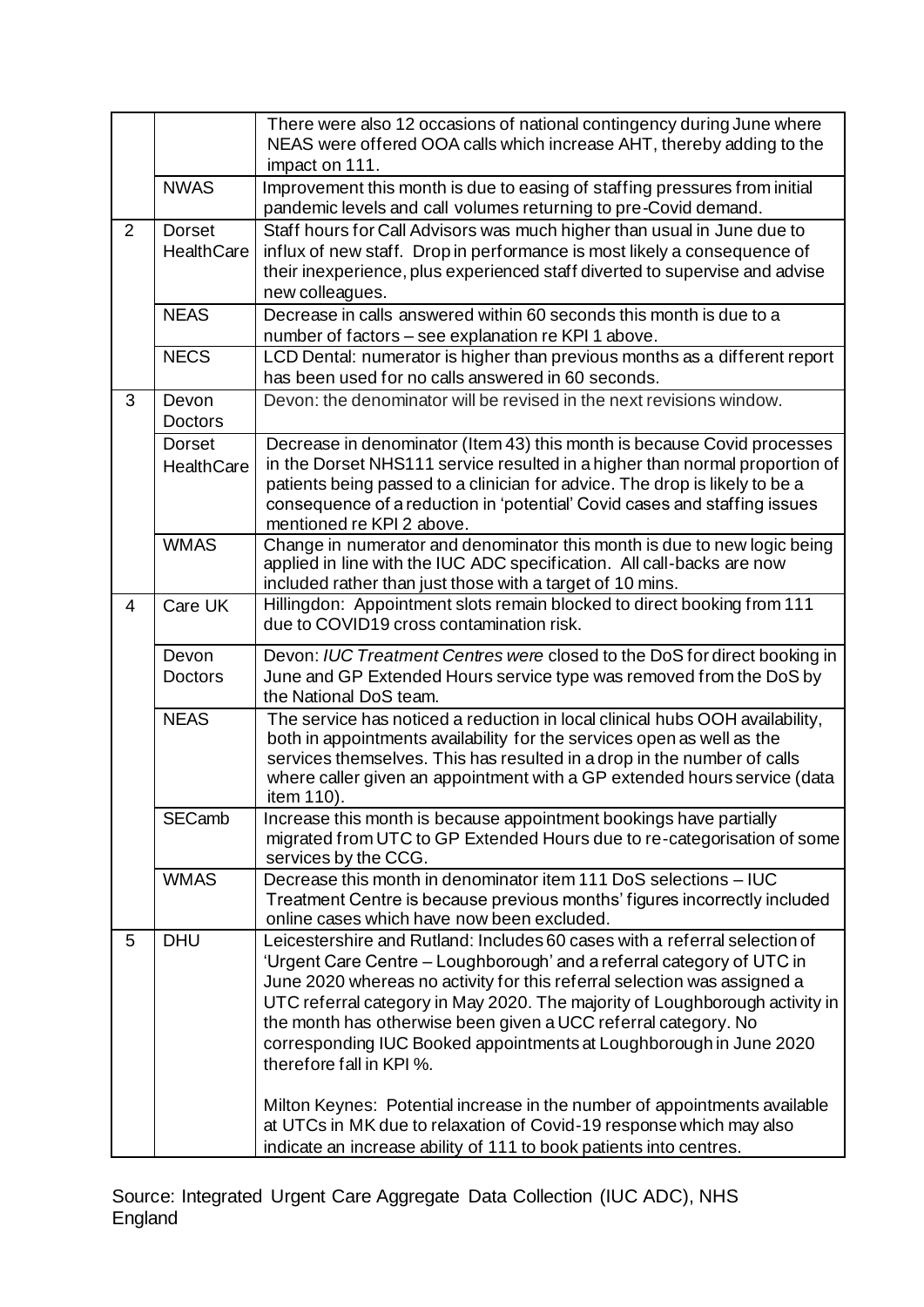| | | |
|---|---|---|
| | | There were also 12 occasions of national contingency during June where NEAS were offered OOA calls which increase AHT, thereby adding to the impact on 111. |
| | NWAS | Improvement this month is due to easing of staffing pressures from initial pandemic levels and call volumes returning to pre-Covid demand. |
| 2 | Dorset HealthCare | Staff hours for Call Advisors was much higher than usual in June due to influx of new staff. Drop in performance is most likely a consequence of their inexperience, plus experienced staff diverted to supervise and advise new colleagues. |
| | NEAS | Decrease in calls answered within 60 seconds this month is due to a number of factors – see explanation re KPI 1 above. |
| | NECS | LCD Dental: numerator is higher than previous months as a different report has been used for no calls answered in 60 seconds. |
| 3 | Devon Doctors | Devon: the denominator will be revised in the next revisions window. |
| | Dorset HealthCare | Decrease in denominator (Item 43) this month is because Covid processes in the Dorset NHS111 service resulted in a higher than normal proportion of patients being passed to a clinician for advice. The drop is likely to be a consequence of a reduction in 'potential' Covid cases and staffing issues mentioned re KPI 2 above. |
| | WMAS | Change in numerator and denominator this month is due to new logic being applied in line with the IUC ADC specification. All call-backs are now included rather than just those with a target of 10 mins. |
| 4 | Care UK | Hillingdon: Appointment slots remain blocked to direct booking from 111 due to COVID19 cross contamination risk. |
| | Devon Doctors | Devon: *IUC Treatment Centres were* closed to the DoS for direct booking in June and GP Extended Hours service type was removed from the DoS by the National DoS team. |
| | NEAS | The service has noticed a reduction in local clinical hubs OOH availability, both in appointments availability for the services open as well as the services themselves. This has resulted in a drop in the number of calls where caller given an appointment with a GP extended hours service (data item 110). |
| | SECamb | Increase this month is because appointment bookings have partially migrated from UTC to GP Extended Hours due to re-categorisation of some services by the CCG. |
| | WMAS | Decrease this month in denominator item 111 DoS selections – IUC Treatment Centre is because previous months' figures incorrectly included online cases which have now been excluded. |
| 5 | DHU | Leicestershire and Rutland: Includes 60 cases with a referral selection of 'Urgent Care Centre – Loughborough' and a referral category of UTC in June 2020 whereas no activity for this referral selection was assigned a UTC referral category in May 2020. The majority of Loughborough activity in the month has otherwise been given a UCC referral category. No corresponding IUC Booked appointments at Loughborough in June 2020 therefore fall in KPI %.<br><br>Milton Keynes: Potential increase in the number of appointments available at UTCs in MK due to relaxation of Covid-19 response which may also indicate an increase ability of 111 to book patients into centres. |

Source: Integrated Urgent Care Aggregate Data Collection (IUC ADC), NHS England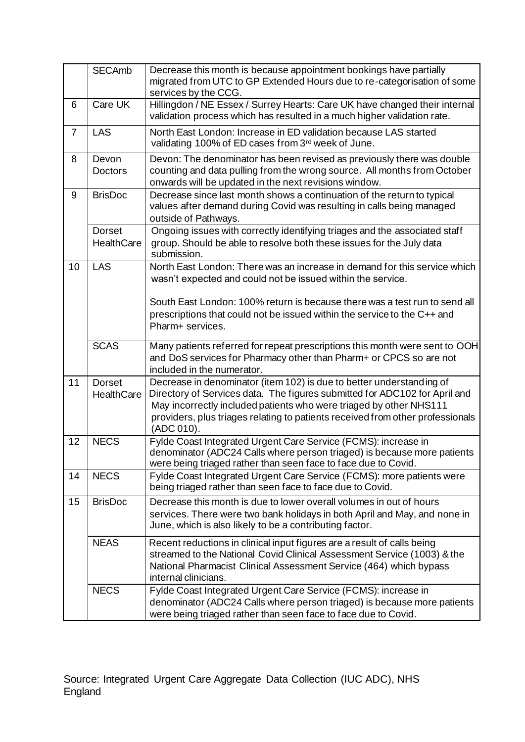|  |  |  |
|---|---|---|
|  | SECAmb | Decrease this month is because appointment bookings have partially migrated from UTC to GP Extended Hours due to re-categorisation of some services by the CCG. |
| 6 | Care UK | Hillingdon / NE Essex / Surrey Hearts: Care UK have changed their internal validation process which has resulted in a much higher validation rate. |
| 7 | LAS | North East London: Increase in ED validation because LAS started validating 100% of ED cases from 3rd week of June. |
| 8 | Devon Doctors | Devon: The denominator has been revised as previously there was double counting and data pulling from the wrong source. All months from October onwards will be updated in the next revisions window. |
| 9 | BrisDoc | Decrease since last month shows a continuation of the return to typical values after demand during Covid was resulting in calls being managed outside of Pathways. |
|  | Dorset HealthCare | Ongoing issues with correctly identifying triages and the associated staff group. Should be able to resolve both these issues for the July data submission. |
| 10 | LAS | North East London: There was an increase in demand for this service which wasn't expected and could not be issued within the service.<br><br>South East London: 100% return is because there was a test run to send all prescriptions that could not be issued within the service to the C++ and Pharm+ services. |
|  | SCAS | Many patients referred for repeat prescriptions this month were sent to OOH and DoS services for Pharmacy other than Pharm+ or CPCS so are not included in the numerator. |
| 11 | Dorset HealthCare | Decrease in denominator (item 102) is due to better understanding of Directory of Services data. The figures submitted for ADC102 for April and May incorrectly included patients who were triaged by other NHS111 providers, plus triages relating to patients received from other professionals (ADC 010). |
| 12 | NECS | Fylde Coast Integrated Urgent Care Service (FCMS): increase in denominator (ADC24 Calls where person triaged) is because more patients were being triaged rather than seen face to face due to Covid. |
| 14 | NECS | Fylde Coast Integrated Urgent Care Service (FCMS): more patients were being triaged rather than seen face to face due to Covid. |
| 15 | BrisDoc | Decrease this month is due to lower overall volumes in out of hours services. There were two bank holidays in both April and May, and none in June, which is also likely to be a contributing factor. |
|  | NEAS | Recent reductions in clinical input figures are a result of calls being streamed to the National Covid Clinical Assessment Service (1003) & the National Pharmacist Clinical Assessment Service (464) which bypass internal clinicians. |
|  | NECS | Fylde Coast Integrated Urgent Care Service (FCMS): increase in denominator (ADC24 Calls where person triaged) is because more patients were being triaged rather than seen face to face due to Covid. |

Source: Integrated Urgent Care Aggregate Data Collection (IUC ADC), NHS England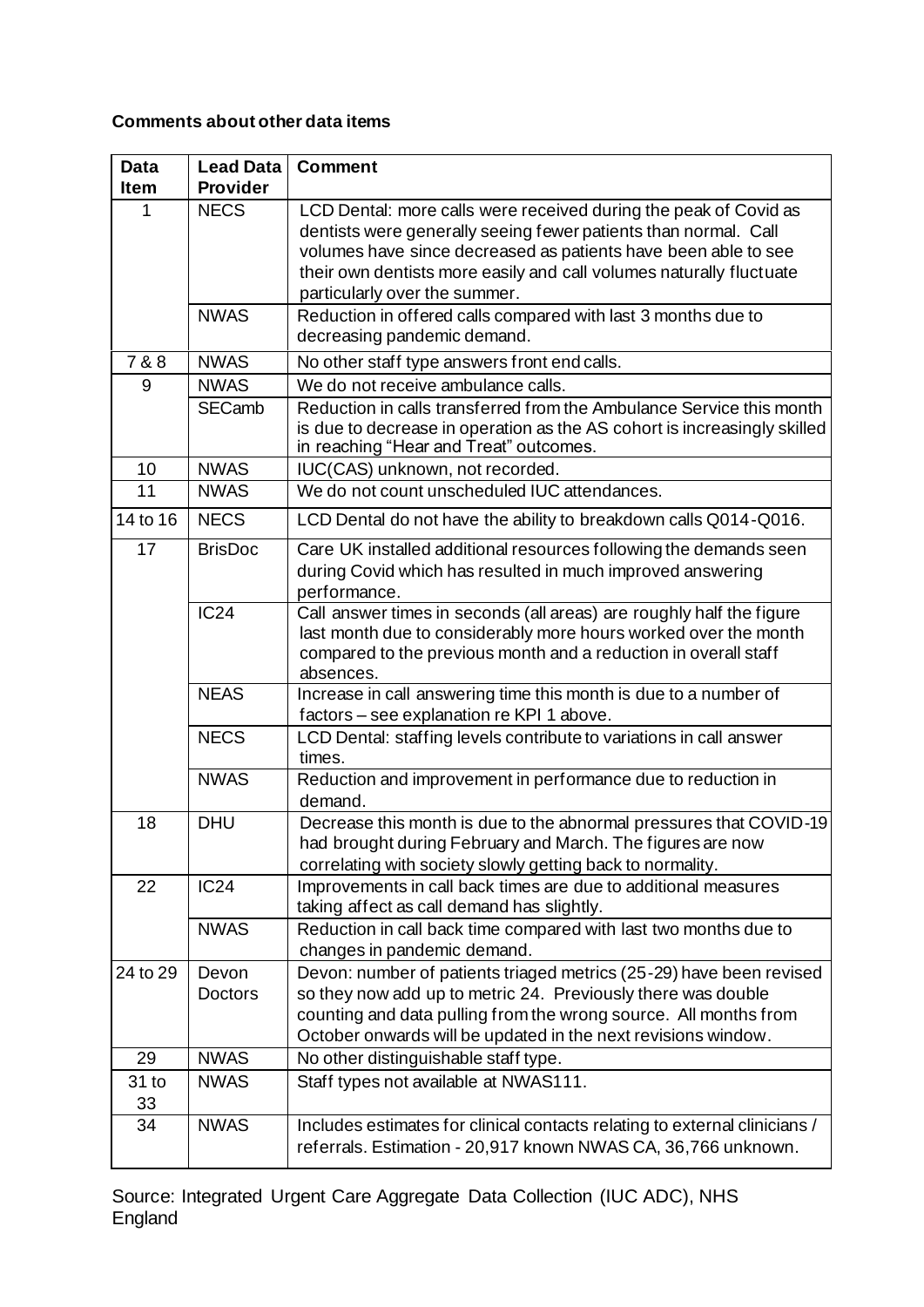**Comments about other data items**

| Data Item | Lead Data Provider | Comment |
|---|---|---|
| 1 | NECS | LCD Dental: more calls were received during the peak of Covid as dentists were generally seeing fewer patients than normal. Call volumes have since decreased as patients have been able to see their own dentists more easily and call volumes naturally fluctuate particularly over the summer. |
| | NWAS | Reduction in offered calls compared with last 3 months due to decreasing pandemic demand. |
| 7 & 8 | NWAS | No other staff type answers front end calls. |
| 9 | NWAS | We do not receive ambulance calls. |
| | SECamb | Reduction in calls transferred from the Ambulance Service this month is due to decrease in operation as the AS cohort is increasingly skilled in reaching "Hear and Treat" outcomes. |
| 10 | NWAS | IUC(CAS) unknown, not recorded. |
| 11 | NWAS | We do not count unscheduled IUC attendances. |
| 14 to 16 | NECS | LCD Dental do not have the ability to breakdown calls Q014-Q016. |
| 17 | BrisDoc | Care UK installed additional resources following the demands seen during Covid which has resulted in much improved answering performance. |
| | IC24 | Call answer times in seconds (all areas) are roughly half the figure last month due to considerably more hours worked over the month compared to the previous month and a reduction in overall staff absences. |
| | NEAS | Increase in call answering time this month is due to a number of factors – see explanation re KPI 1 above. |
| | NECS | LCD Dental: staffing levels contribute to variations in call answer times. |
| | NWAS | Reduction and improvement in performance due to reduction in demand. |
| 18 | DHU | Decrease this month is due to the abnormal pressures that COVID-19 had brought during February and March. The figures are now correlating with society slowly getting back to normality. |
| 22 | IC24 | Improvements in call back times are due to additional measures taking affect as call demand has slightly. |
| | NWAS | Reduction in call back time compared with last two months due to changes in pandemic demand. |
| 24 to 29 | Devon Doctors | Devon: number of patients triaged metrics (25-29) have been revised so they now add up to metric 24. Previously there was double counting and data pulling from the wrong source. All months from October onwards will be updated in the next revisions window. |
| 29 | NWAS | No other distinguishable staff type. |
| 31 to 33 | NWAS | Staff types not available at NWAS111. |
| 34 | NWAS | Includes estimates for clinical contacts relating to external clinicians / referrals. Estimation - 20,917 known NWAS CA, 36,766 unknown. |

Source: Integrated Urgent Care Aggregate Data Collection (IUC ADC), NHS England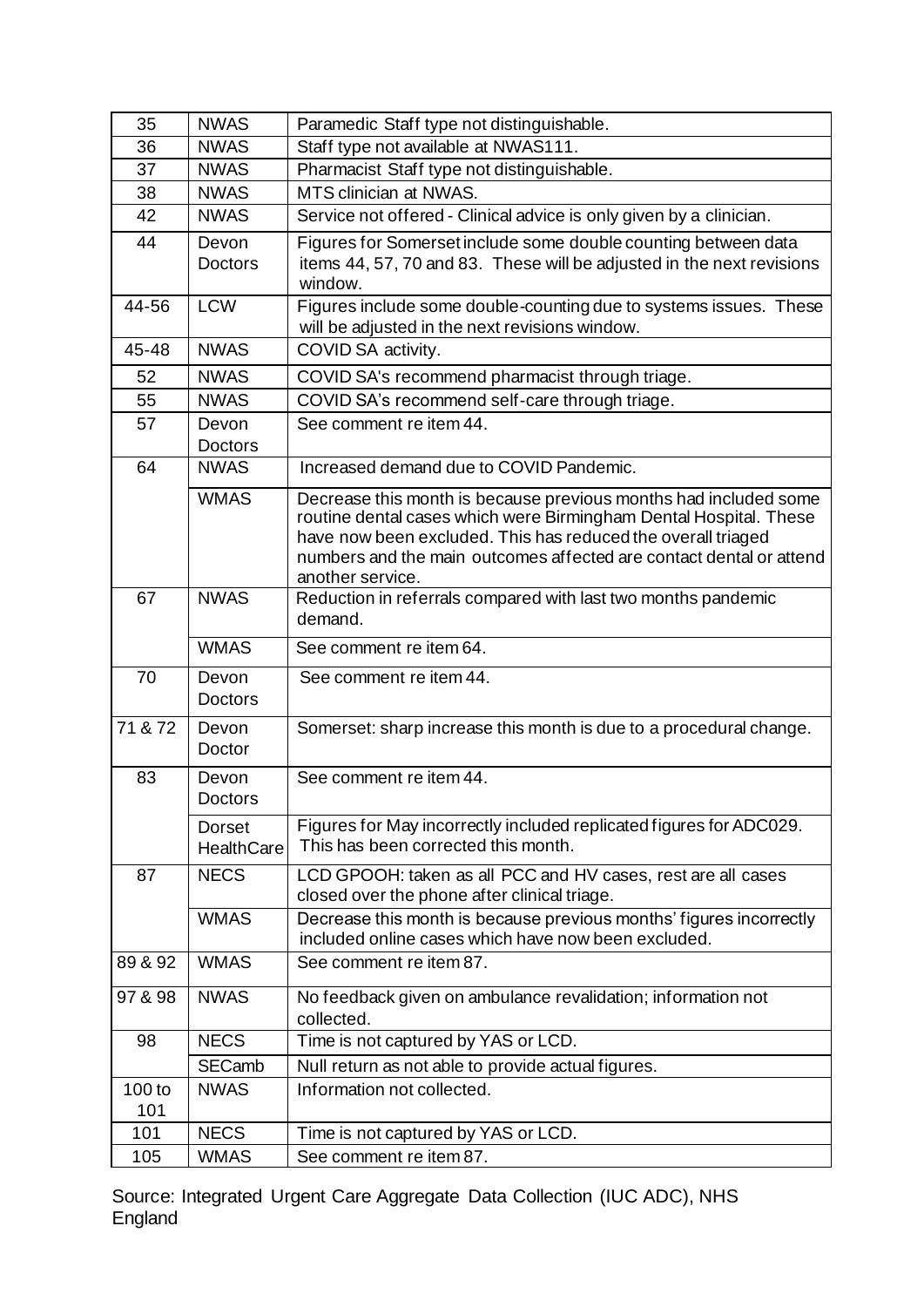| 35 | NWAS | Paramedic Staff type not distinguishable. |
|---|---|---|
| 36 | NWAS | Staff type not available at NWAS111. |
| 37 | NWAS | Pharmacist Staff type not distinguishable. |
| 38 | NWAS | MTS clinician at NWAS. |
| 42 | NWAS | Service not offered - Clinical advice is only given by a clinician. |
| 44 | Devon Doctors | Figures for Somerset include some double counting between data items 44, 57, 70 and 83. These will be adjusted in the next revisions window. |
| 44-56 | LCW | Figures include some double-counting due to systems issues. These will be adjusted in the next revisions window. |
| 45-48 | NWAS | COVID SA activity. |
| 52 | NWAS | COVID SA's recommend pharmacist through triage. |
| 55 | NWAS | COVID SA's recommend self-care through triage. |
| 57 | Devon Doctors | See comment re item 44. |
| 64 | NWAS | Increased demand due to COVID Pandemic. |
| | WMAS | Decrease this month is because previous months had included some routine dental cases which were Birmingham Dental Hospital. These have now been excluded. This has reduced the overall triaged numbers and the main outcomes affected are contact dental or attend another service. |
| 67 | NWAS | Reduction in referrals compared with last two months pandemic demand. |
| | WMAS | See comment re item 64. |
| 70 | Devon Doctors | See comment re item 44. |
| 71 & 72 | Devon Doctor | Somerset: sharp increase this month is due to a procedural change. |
| 83 | Devon Doctors | See comment re item 44. |
| | Dorset HealthCare | Figures for May incorrectly included replicated figures for ADC029. This has been corrected this month. |
| 87 | NECS | LCD GPOOH: taken as all PCC and HV cases, rest are all cases closed over the phone after clinical triage. |
| | WMAS | Decrease this month is because previous months' figures incorrectly included online cases which have now been excluded. |
| 89 & 92 | WMAS | See comment re item 87. |
| 97 & 98 | NWAS | No feedback given on ambulance revalidation; information not collected. |
| 98 | NECS | Time is not captured by YAS or LCD. |
| | SECamb | Null return as not able to provide actual figures. |
| 100 to 101 | NWAS | Information not collected. |
| 101 | NECS | Time is not captured by YAS or LCD. |
| 105 | WMAS | See comment re item 87. |

Source: Integrated Urgent Care Aggregate Data Collection (IUC ADC), NHS England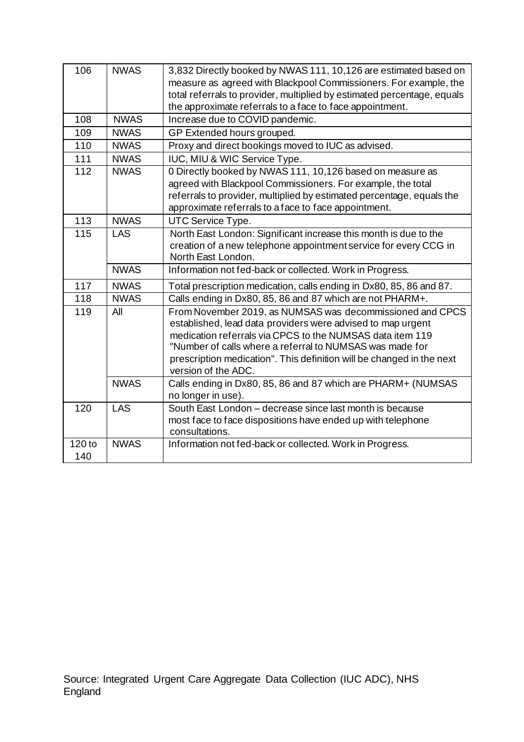| | | |
|---|---|---|
| 106 | NWAS | 3,832 Directly booked by NWAS 111, 10,126 are estimated based on measure as agreed with Blackpool Commissioners. For example, the total referrals to provider, multiplied by estimated percentage, equals the approximate referrals to a face to face appointment. |
| 108 | NWAS | Increase due to COVID pandemic. |
| 109 | NWAS | GP Extended hours grouped. |
| 110 | NWAS | Proxy and direct bookings moved to IUC as advised. |
| 111 | NWAS | IUC, MIU & WIC Service Type. |
| 112 | NWAS | 0 Directly booked by NWAS 111, 10,126 based on measure as agreed with Blackpool Commissioners. For example, the total referrals to provider, multiplied by estimated percentage, equals the approximate referrals to a face to face appointment. |
| 113 | NWAS | UTC Service Type. |
| 115 | LAS | North East London: Significant increase this month is due to the creation of a new telephone appointment service for every CCG in North East London. |
| | NWAS | Information not fed-back or collected. Work in Progress. |
| 117 | NWAS | Total prescription medication, calls ending in Dx80, 85, 86 and 87. |
| 118 | NWAS | Calls ending in Dx80, 85, 86 and 87 which are not PHARM+. |
| 119 | All | From November 2019, as NUMSAS was decommissioned and CPCS established, lead data providers were advised to map urgent medication referrals via CPCS to the NUMSAS data item 119 "Number of calls where a referral to NUMSAS was made for prescription medication". This definition will be changed in the next version of the ADC. |
| | NWAS | Calls ending in Dx80, 85, 86 and 87 which are PHARM+ (NUMSAS no longer in use). |
| 120 | LAS | South East London – decrease since last month is because most face to face dispositions have ended up with telephone consultations. |
| 120 to 140 | NWAS | Information not fed-back or collected. Work in Progress. |

Source: Integrated Urgent Care Aggregate Data Collection (IUC ADC), NHS England